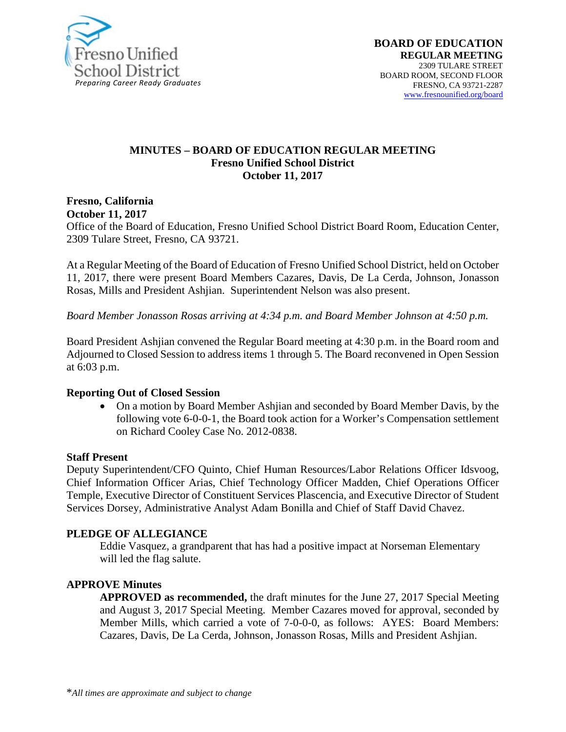Fresno Unified School District
*Preparing Career Ready Graduates*

**BOARD OF EDUCATION**
**REGULAR MEETING**
2309 TULARE STREET
BOARD ROOM, SECOND FLOOR
FRESNO, CA 93721-2287
www.fresnounified.org/board

## MINUTES – BOARD OF EDUCATION REGULAR MEETING
### Fresno Unified School District
### October 11, 2017

**Fresno, California**
**October 11, 2017**
Office of the Board of Education, Fresno Unified School District Board Room, Education Center, 2309 Tulare Street, Fresno, CA 93721.

At a Regular Meeting of the Board of Education of Fresno Unified School District, held on October 11, 2017, there were present Board Members Cazares, Davis, De La Cerda, Johnson, Jonasson Rosas, Mills and President Ashjian. Superintendent Nelson was also present.

*Board Member Jonasson Rosas arriving at 4:34 p.m. and Board Member Johnson at 4:50 p.m.*

Board President Ashjian convened the Regular Board meeting at 4:30 p.m. in the Board room and Adjourned to Closed Session to address items 1 through 5. The Board reconvened in Open Session at 6:03 p.m.

**Reporting Out of Closed Session**

- On a motion by Board Member Ashjian and seconded by Board Member Davis, by the following vote 6-0-0-1, the Board took action for a Worker's Compensation settlement on Richard Cooley Case No. 2012-0838.

**Staff Present**
Deputy Superintendent/CFO Quinto, Chief Human Resources/Labor Relations Officer Idsvoog, Chief Information Officer Arias, Chief Technology Officer Madden, Chief Operations Officer Temple, Executive Director of Constituent Services Plascencia, and Executive Director of Student Services Dorsey, Administrative Analyst Adam Bonilla and Chief of Staff David Chavez.

**PLEDGE OF ALLEGIANCE**

Eddie Vasquez, a grandparent that has had a positive impact at Norseman Elementary will led the flag salute.

**APPROVE Minutes**

**APPROVED as recommended,** the draft minutes for the June 27, 2017 Special Meeting and August 3, 2017 Special Meeting. Member Cazares moved for approval, seconded by Member Mills, which carried a vote of 7-0-0-0, as follows: AYES: Board Members: Cazares, Davis, De La Cerda, Johnson, Jonasson Rosas, Mills and President Ashjian.

*\*All times are approximate and subject to change*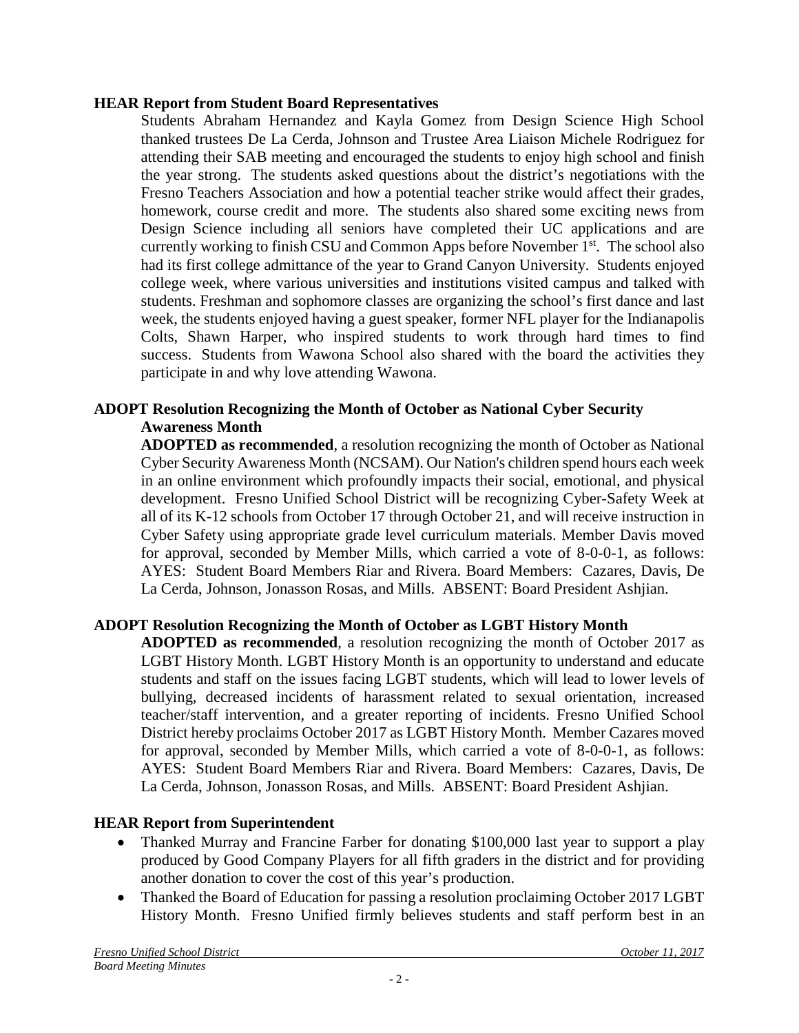**HEAR Report from Student Board Representatives**

Students Abraham Hernandez and Kayla Gomez from Design Science High School thanked trustees De La Cerda, Johnson and Trustee Area Liaison Michele Rodriguez for attending their SAB meeting and encouraged the students to enjoy high school and finish the year strong. The students asked questions about the district's negotiations with the Fresno Teachers Association and how a potential teacher strike would affect their grades, homework, course credit and more. The students also shared some exciting news from Design Science including all seniors have completed their UC applications and are currently working to finish CSU and Common Apps before November 1st. The school also had its first college admittance of the year to Grand Canyon University. Students enjoyed college week, where various universities and institutions visited campus and talked with students. Freshman and sophomore classes are organizing the school's first dance and last week, the students enjoyed having a guest speaker, former NFL player for the Indianapolis Colts, Shawn Harper, who inspired students to work through hard times to find success. Students from Wawona School also shared with the board the activities they participate in and why love attending Wawona.

**ADOPT Resolution Recognizing the Month of October as National Cyber Security Awareness Month**

**ADOPTED as recommended**, a resolution recognizing the month of October as National Cyber Security Awareness Month (NCSAM). Our Nation's children spend hours each week in an online environment which profoundly impacts their social, emotional, and physical development. Fresno Unified School District will be recognizing Cyber-Safety Week at all of its K-12 schools from October 17 through October 21, and will receive instruction in Cyber Safety using appropriate grade level curriculum materials. Member Davis moved for approval, seconded by Member Mills, which carried a vote of 8-0-0-1, as follows: AYES: Student Board Members Riar and Rivera. Board Members: Cazares, Davis, De La Cerda, Johnson, Jonasson Rosas, and Mills. ABSENT: Board President Ashjian.

**ADOPT Resolution Recognizing the Month of October as LGBT History Month**

**ADOPTED as recommended**, a resolution recognizing the month of October 2017 as LGBT History Month. LGBT History Month is an opportunity to understand and educate students and staff on the issues facing LGBT students, which will lead to lower levels of bullying, decreased incidents of harassment related to sexual orientation, increased teacher/staff intervention, and a greater reporting of incidents. Fresno Unified School District hereby proclaims October 2017 as LGBT History Month. Member Cazares moved for approval, seconded by Member Mills, which carried a vote of 8-0-0-1, as follows: AYES: Student Board Members Riar and Rivera. Board Members: Cazares, Davis, De La Cerda, Johnson, Jonasson Rosas, and Mills. ABSENT: Board President Ashjian.

**HEAR Report from Superintendent**

- Thanked Murray and Francine Farber for donating $100,000 last year to support a play produced by Good Company Players for all fifth graders in the district and for providing another donation to cover the cost of this year's production.
- Thanked the Board of Education for passing a resolution proclaiming October 2017 LGBT History Month. Fresno Unified firmly believes students and staff perform best in an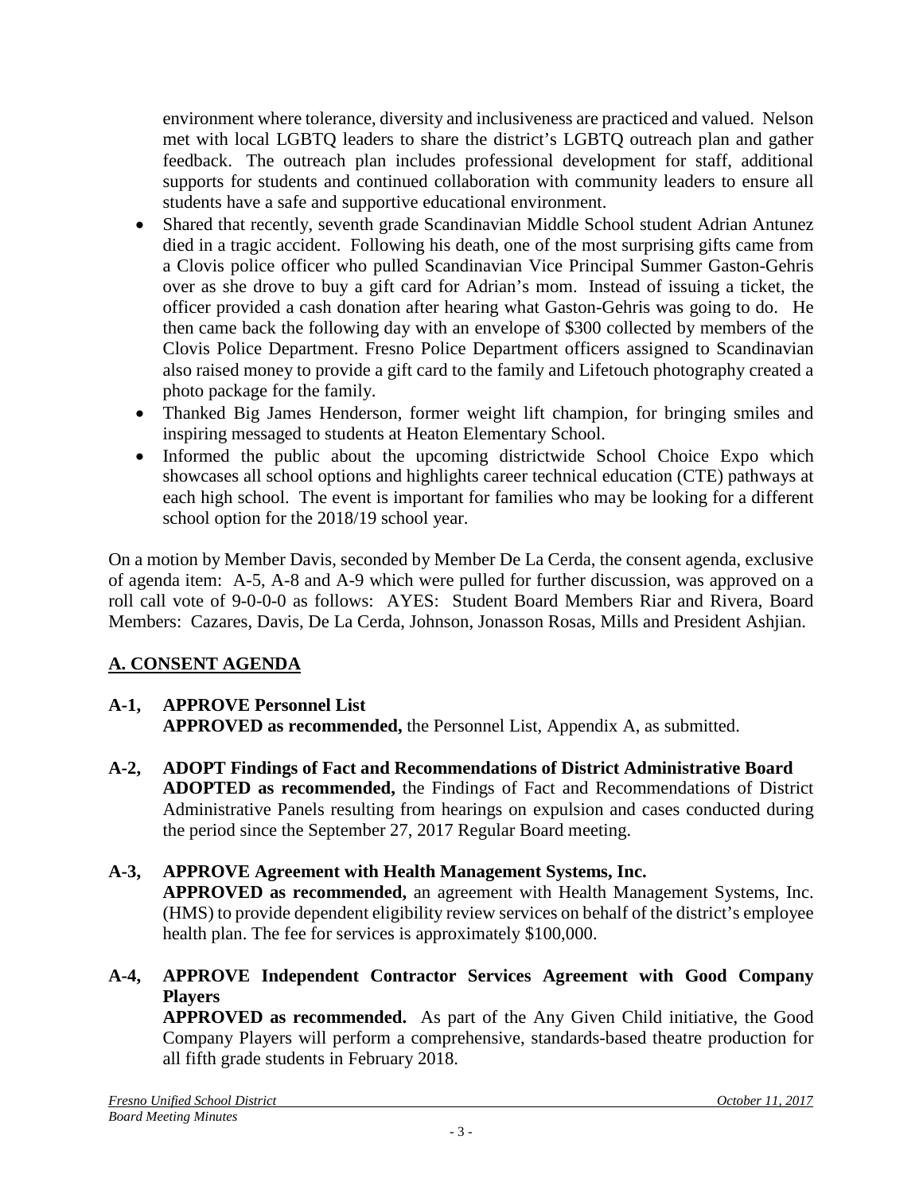environment where tolerance, diversity and inclusiveness are practiced and valued. Nelson met with local LGBTQ leaders to share the district's LGBTQ outreach plan and gather feedback. The outreach plan includes professional development for staff, additional supports for students and continued collaboration with community leaders to ensure all students have a safe and supportive educational environment.

- Shared that recently, seventh grade Scandinavian Middle School student Adrian Antunez died in a tragic accident. Following his death, one of the most surprising gifts came from a Clovis police officer who pulled Scandinavian Vice Principal Summer Gaston-Gehris over as she drove to buy a gift card for Adrian's mom. Instead of issuing a ticket, the officer provided a cash donation after hearing what Gaston-Gehris was going to do. He then came back the following day with an envelope of $300 collected by members of the Clovis Police Department. Fresno Police Department officers assigned to Scandinavian also raised money to provide a gift card to the family and Lifetouch photography created a photo package for the family.
- Thanked Big James Henderson, former weight lift champion, for bringing smiles and inspiring messaged to students at Heaton Elementary School.
- Informed the public about the upcoming districtwide School Choice Expo which showcases all school options and highlights career technical education (CTE) pathways at each high school. The event is important for families who may be looking for a different school option for the 2018/19 school year.

On a motion by Member Davis, seconded by Member De La Cerda, the consent agenda, exclusive of agenda item: A-5, A-8 and A-9 which were pulled for further discussion, was approved on a roll call vote of 9-0-0-0 as follows: AYES: Student Board Members Riar and Rivera, Board Members: Cazares, Davis, De La Cerda, Johnson, Jonasson Rosas, Mills and President Ashjian.

## A. CONSENT AGENDA

**A-1, APPROVE Personnel List**
**APPROVED as recommended,** the Personnel List, Appendix A, as submitted.

**A-2, ADOPT Findings of Fact and Recommendations of District Administrative Board**
**ADOPTED as recommended,** the Findings of Fact and Recommendations of District Administrative Panels resulting from hearings on expulsion and cases conducted during the period since the September 27, 2017 Regular Board meeting.

**A-3, APPROVE Agreement with Health Management Systems, Inc.**
**APPROVED as recommended,** an agreement with Health Management Systems, Inc. (HMS) to provide dependent eligibility review services on behalf of the district's employee health plan. The fee for services is approximately $100,000.

**A-4, APPROVE Independent Contractor Services Agreement with Good Company Players**
**APPROVED as recommended.** As part of the Any Given Child initiative, the Good Company Players will perform a comprehensive, standards-based theatre production for all fifth grade students in February 2018.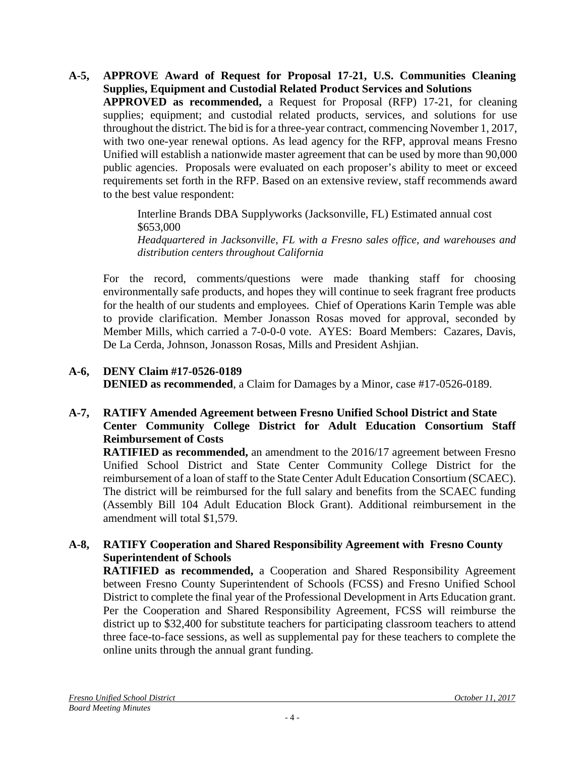**A-5, APPROVE Award of Request for Proposal 17-21, U.S. Communities Cleaning Supplies, Equipment and Custodial Related Product Services and Solutions**

**APPROVED as recommended,** a Request for Proposal (RFP) 17-21, for cleaning supplies; equipment; and custodial related products, services, and solutions for use throughout the district. The bid is for a three-year contract, commencing November 1, 2017, with two one-year renewal options. As lead agency for the RFP, approval means Fresno Unified will establish a nationwide master agreement that can be used by more than 90,000 public agencies. Proposals were evaluated on each proposer's ability to meet or exceed requirements set forth in the RFP. Based on an extensive review, staff recommends award to the best value respondent:

> Interline Brands DBA Supplyworks (Jacksonville, FL) Estimated annual cost $653,000
> *Headquartered in Jacksonville, FL with a Fresno sales office, and warehouses and distribution centers throughout California*

For the record, comments/questions were made thanking staff for choosing environmentally safe products, and hopes they will continue to seek fragrant free products for the health of our students and employees. Chief of Operations Karin Temple was able to provide clarification. Member Jonasson Rosas moved for approval, seconded by Member Mills, which carried a 7-0-0-0 vote. AYES: Board Members: Cazares, Davis, De La Cerda, Johnson, Jonasson Rosas, Mills and President Ashjian.

**A-6, DENY Claim #17-0526-0189**

**DENIED as recommended**, a Claim for Damages by a Minor, case #17-0526-0189.

**A-7, RATIFY Amended Agreement between Fresno Unified School District and State Center Community College District for Adult Education Consortium Staff Reimbursement of Costs**

**RATIFIED as recommended,** an amendment to the 2016/17 agreement between Fresno Unified School District and State Center Community College District for the reimbursement of a loan of staff to the State Center Adult Education Consortium (SCAEC). The district will be reimbursed for the full salary and benefits from the SCAEC funding (Assembly Bill 104 Adult Education Block Grant). Additional reimbursement in the amendment will total $1,579.

**A-8, RATIFY Cooperation and Shared Responsibility Agreement with Fresno County Superintendent of Schools**

**RATIFIED as recommended,** a Cooperation and Shared Responsibility Agreement between Fresno County Superintendent of Schools (FCSS) and Fresno Unified School District to complete the final year of the Professional Development in Arts Education grant. Per the Cooperation and Shared Responsibility Agreement, FCSS will reimburse the district up to $32,400 for substitute teachers for participating classroom teachers to attend three face-to-face sessions, as well as supplemental pay for these teachers to complete the online units through the annual grant funding.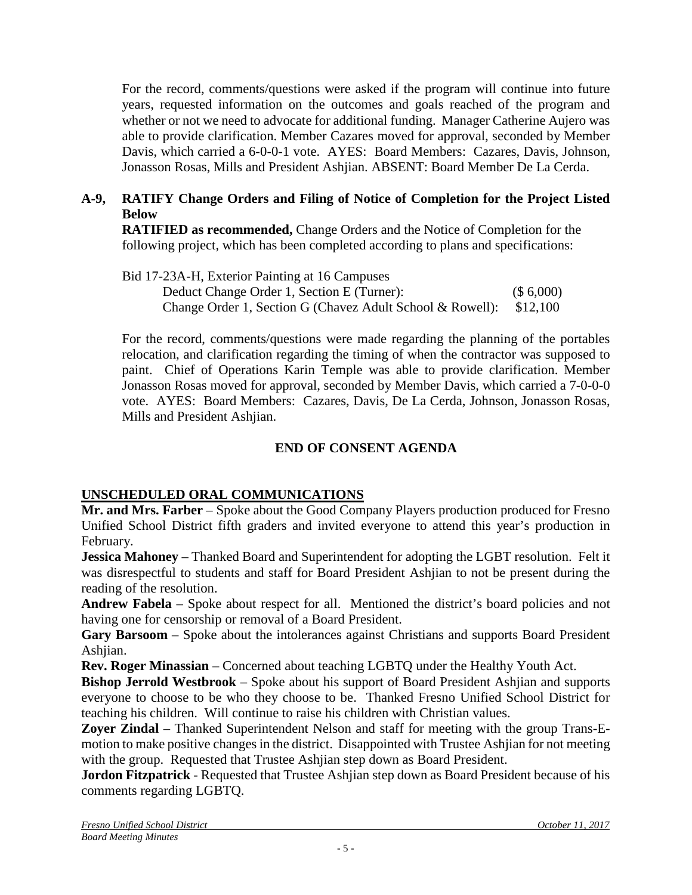For the record, comments/questions were asked if the program will continue into future years, requested information on the outcomes and goals reached of the program and whether or not we need to advocate for additional funding. Manager Catherine Aujero was able to provide clarification. Member Cazares moved for approval, seconded by Member Davis, which carried a 6-0-0-1 vote. AYES: Board Members: Cazares, Davis, Johnson, Jonasson Rosas, Mills and President Ashjian. ABSENT: Board Member De La Cerda.

**A-9, RATIFY Change Orders and Filing of Notice of Completion for the Project Listed Below**

**RATIFIED as recommended,** Change Orders and the Notice of Completion for the following project, which has been completed according to plans and specifications:

Bid 17-23A-H, Exterior Painting at 16 Campuses

| | |
|---|---|
| Deduct Change Order 1, Section E (Turner): | ($ 6,000) |
| Change Order 1, Section G (Chavez Adult School & Rowell): | $12,100 |

For the record, comments/questions were made regarding the planning of the portables relocation, and clarification regarding the timing of when the contractor was supposed to paint. Chief of Operations Karin Temple was able to provide clarification. Member Jonasson Rosas moved for approval, seconded by Member Davis, which carried a 7-0-0-0 vote. AYES: Board Members: Cazares, Davis, De La Cerda, Johnson, Jonasson Rosas, Mills and President Ashjian.

**END OF CONSENT AGENDA**

**UNSCHEDULED ORAL COMMUNICATIONS**

**Mr. and Mrs. Farber** – Spoke about the Good Company Players production produced for Fresno Unified School District fifth graders and invited everyone to attend this year's production in February.

**Jessica Mahoney** – Thanked Board and Superintendent for adopting the LGBT resolution. Felt it was disrespectful to students and staff for Board President Ashjian to not be present during the reading of the resolution.

**Andrew Fabela** – Spoke about respect for all. Mentioned the district's board policies and not having one for censorship or removal of a Board President.

**Gary Barsoom** – Spoke about the intolerances against Christians and supports Board President Ashjian.

**Rev. Roger Minassian** – Concerned about teaching LGBTQ under the Healthy Youth Act.

**Bishop Jerrold Westbrook** – Spoke about his support of Board President Ashjian and supports everyone to choose to be who they choose to be. Thanked Fresno Unified School District for teaching his children. Will continue to raise his children with Christian values.

**Zoyer Zindal** – Thanked Superintendent Nelson and staff for meeting with the group Trans-E-motion to make positive changes in the district. Disappointed with Trustee Ashjian for not meeting with the group. Requested that Trustee Ashjian step down as Board President.

**Jordon Fitzpatrick** - Requested that Trustee Ashjian step down as Board President because of his comments regarding LGBTQ.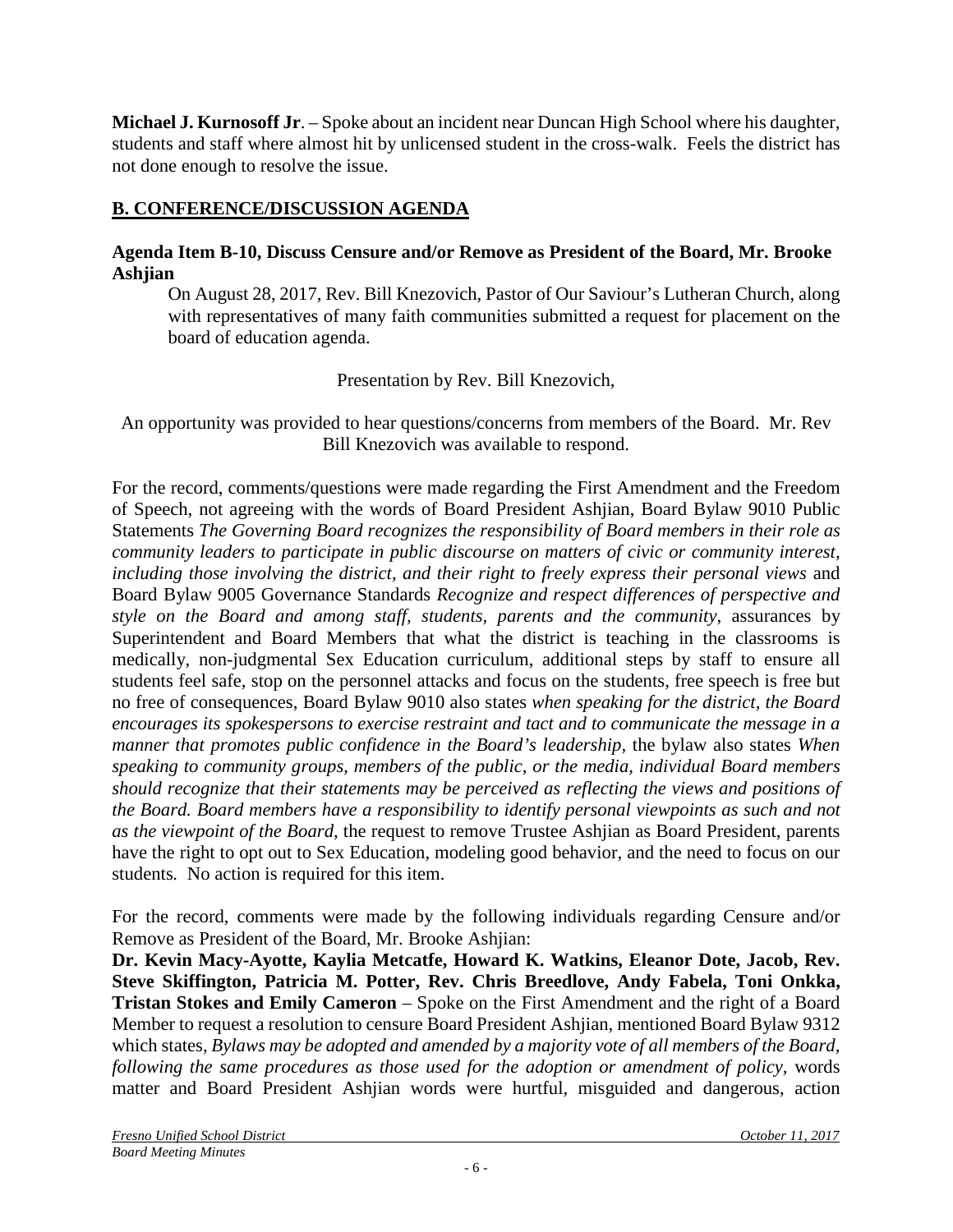**Michael J. Kurnosoff Jr**. – Spoke about an incident near Duncan High School where his daughter, students and staff where almost hit by unlicensed student in the cross-walk. Feels the district has not done enough to resolve the issue.

## B. CONFERENCE/DISCUSSION AGENDA

**Agenda Item B-10, Discuss Censure and/or Remove as President of the Board, Mr. Brooke Ashjian**

On August 28, 2017, Rev. Bill Knezovich, Pastor of Our Saviour's Lutheran Church, along with representatives of many faith communities submitted a request for placement on the board of education agenda.

Presentation by Rev. Bill Knezovich,

An opportunity was provided to hear questions/concerns from members of the Board. Mr. Rev Bill Knezovich was available to respond.

For the record, comments/questions were made regarding the First Amendment and the Freedom of Speech, not agreeing with the words of Board President Ashjian, Board Bylaw 9010 Public Statements *The Governing Board recognizes the responsibility of Board members in their role as community leaders to participate in public discourse on matters of civic or community interest, including those involving the district, and their right to freely express their personal views* and Board Bylaw 9005 Governance Standards *Recognize and respect differences of perspective and style on the Board and among staff, students, parents and the community,* assurances by Superintendent and Board Members that what the district is teaching in the classrooms is medically, non-judgmental Sex Education curriculum, additional steps by staff to ensure all students feel safe, stop on the personnel attacks and focus on the students, free speech is free but no free of consequences, Board Bylaw 9010 also states *when speaking for the district, the Board encourages its spokespersons to exercise restraint and tact and to communicate the message in a manner that promotes public confidence in the Board's leadership,* the bylaw also states *When speaking to community groups, members of the public, or the media, individual Board members should recognize that their statements may be perceived as reflecting the views and positions of the Board. Board members have a responsibility to identify personal viewpoints as such and not as the viewpoint of the Board,* the request to remove Trustee Ashjian as Board President, parents have the right to opt out to Sex Education, modeling good behavior, and the need to focus on our students*.* No action is required for this item.

For the record, comments were made by the following individuals regarding Censure and/or Remove as President of the Board, Mr. Brooke Ashjian:

**Dr. Kevin Macy-Ayotte, Kaylia Metcatfe, Howard K. Watkins, Eleanor Dote, Jacob, Rev. Steve Skiffington, Patricia M. Potter, Rev. Chris Breedlove, Andy Fabela, Toni Onkka, Tristan Stokes and Emily Cameron** – Spoke on the First Amendment and the right of a Board Member to request a resolution to censure Board President Ashjian, mentioned Board Bylaw 9312 which states, *Bylaws may be adopted and amended by a majority vote of all members of the Board, following the same procedures as those used for the adoption or amendment of policy,* words matter and Board President Ashjian words were hurtful, misguided and dangerous, action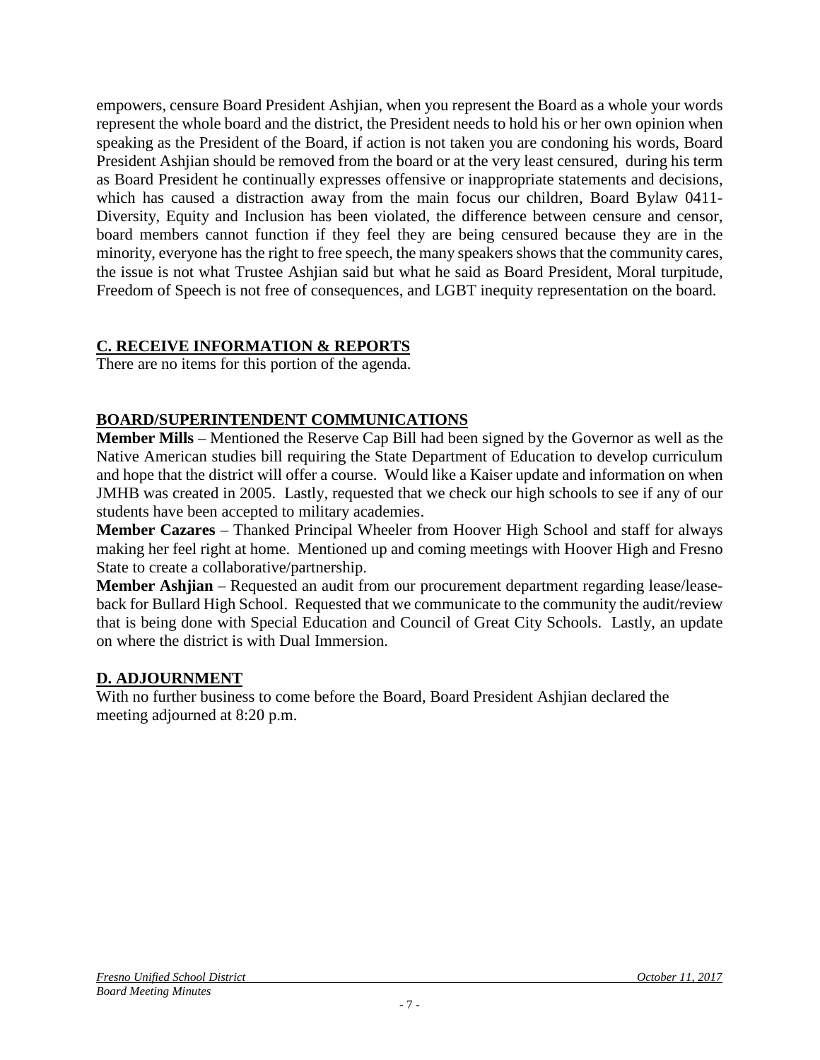empowers, censure Board President Ashjian, when you represent the Board as a whole your words represent the whole board and the district, the President needs to hold his or her own opinion when speaking as the President of the Board, if action is not taken you are condoning his words, Board President Ashjian should be removed from the board or at the very least censured, during his term as Board President he continually expresses offensive or inappropriate statements and decisions, which has caused a distraction away from the main focus our children, Board Bylaw 0411-Diversity, Equity and Inclusion has been violated, the difference between censure and censor, board members cannot function if they feel they are being censured because they are in the minority, everyone has the right to free speech, the many speakers shows that the community cares, the issue is not what Trustee Ashjian said but what he said as Board President, Moral turpitude, Freedom of Speech is not free of consequences, and LGBT inequity representation on the board.

## C. RECEIVE INFORMATION & REPORTS

There are no items for this portion of the agenda.

## BOARD/SUPERINTENDENT COMMUNICATIONS

**Member Mills** – Mentioned the Reserve Cap Bill had been signed by the Governor as well as the Native American studies bill requiring the State Department of Education to develop curriculum and hope that the district will offer a course. Would like a Kaiser update and information on when JMHB was created in 2005. Lastly, requested that we check our high schools to see if any of our students have been accepted to military academies.

**Member Cazares** – Thanked Principal Wheeler from Hoover High School and staff for always making her feel right at home. Mentioned up and coming meetings with Hoover High and Fresno State to create a collaborative/partnership.

**Member Ashjian** – Requested an audit from our procurement department regarding lease/lease-back for Bullard High School. Requested that we communicate to the community the audit/review that is being done with Special Education and Council of Great City Schools. Lastly, an update on where the district is with Dual Immersion.

## D. ADJOURNMENT

With no further business to come before the Board, Board President Ashjian declared the meeting adjourned at 8:20 p.m.